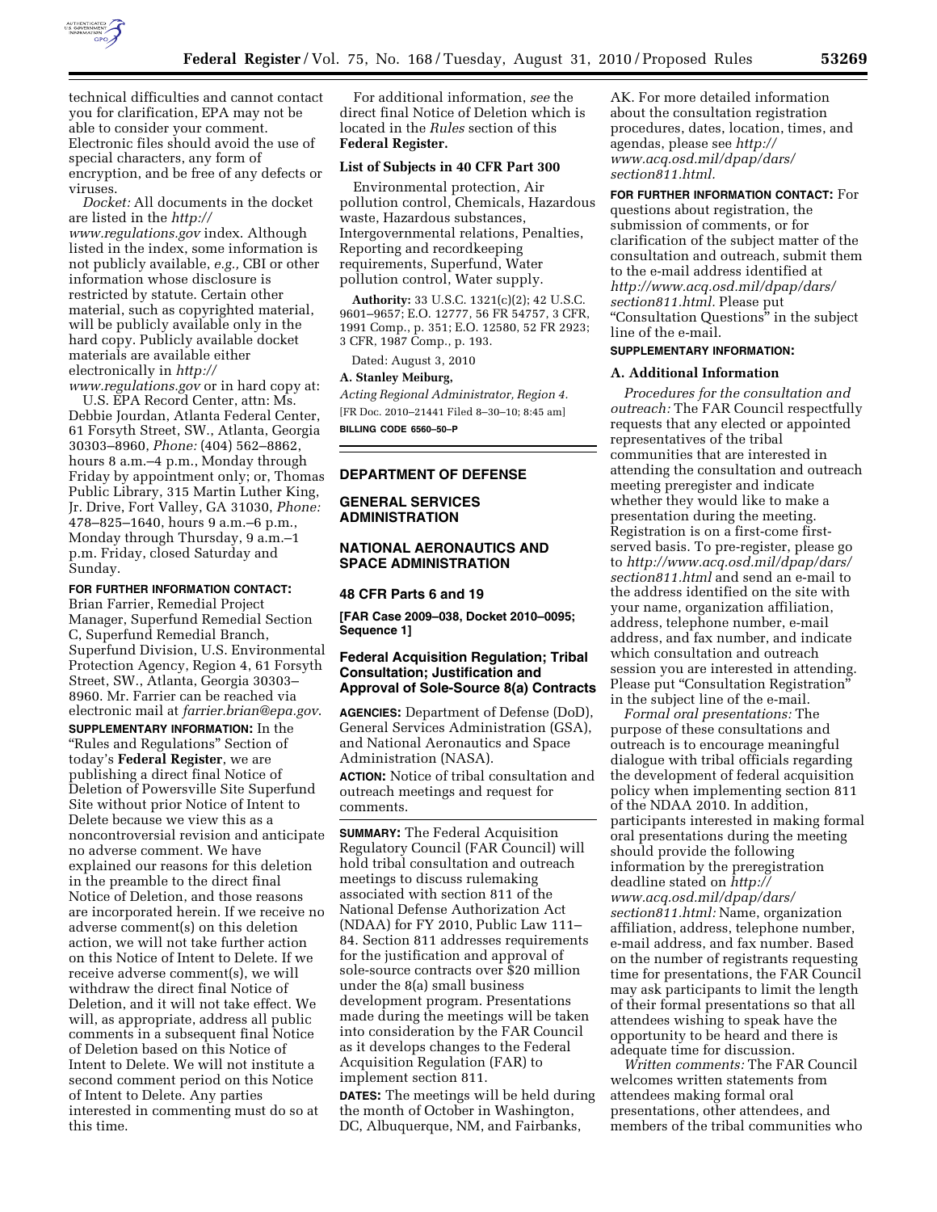technical difficulties and cannot contact you for clarification, EPA may not be able to consider your comment. Electronic files should avoid the use of special characters, any form of encryption, and be free of any defects or viruses.

*Docket:* All documents in the docket are listed in the *http://www.regulations.gov* index. Although listed in the index, some information is not publicly available, *e.g.,* CBI or other information whose disclosure is restricted by statute. Certain other material, such as copyrighted material, will be publicly available only in the hard copy. Publicly available docket materials are available either electronically in *http://www.regulations.gov* or in hard copy at:

U.S. EPA Record Center, attn: Ms. Debbie Jourdan, Atlanta Federal Center, 61 Forsyth Street, SW., Atlanta, Georgia 30303–8960, *Phone:* (404) 562–8862, hours 8 a.m.–4 p.m., Monday through Friday by appointment only; or, Thomas Public Library, 315 Martin Luther King, Jr. Drive, Fort Valley, GA 31030, *Phone:* 478–825–1640, hours 9 a.m.–6 p.m., Monday through Thursday, 9 a.m.–1 p.m. Friday, closed Saturday and Sunday.

**FOR FURTHER INFORMATION CONTACT:** Brian Farrier, Remedial Project Manager, Superfund Remedial Section C, Superfund Remedial Branch, Superfund Division, U.S. Environmental Protection Agency, Region 4, 61 Forsyth Street, SW., Atlanta, Georgia 30303–8960. Mr. Farrier can be reached via electronic mail at *farrier.brian@epa.gov*.

**SUPPLEMENTARY INFORMATION:** In the "Rules and Regulations" Section of today's **Federal Register**, we are publishing a direct final Notice of Deletion of Powersville Site Superfund Site without prior Notice of Intent to Delete because we view this as a noncontroversial revision and anticipate no adverse comment. We have explained our reasons for this deletion in the preamble to the direct final Notice of Deletion, and those reasons are incorporated herein. If we receive no adverse comment(s) on this deletion action, we will not take further action on this Notice of Intent to Delete. If we receive adverse comment(s), we will withdraw the direct final Notice of Deletion, and it will not take effect. We will, as appropriate, address all public comments in a subsequent final Notice of Deletion based on this Notice of Intent to Delete. We will not institute a second comment period on this Notice of Intent to Delete. Any parties interested in commenting must do so at this time.

For additional information, *see* the direct final Notice of Deletion which is located in the *Rules* section of this **Federal Register.**

**List of Subjects in 40 CFR Part 300**

Environmental protection, Air pollution control, Chemicals, Hazardous waste, Hazardous substances, Intergovernmental relations, Penalties, Reporting and recordkeeping requirements, Superfund, Water pollution control, Water supply.

**Authority:** 33 U.S.C. 1321(c)(2); 42 U.S.C. 9601–9657; E.O. 12777, 56 FR 54757, 3 CFR, 1991 Comp., p. 351; E.O. 12580, 52 FR 2923; 3 CFR, 1987 Comp., p. 193.

Dated: August 3, 2010

**A. Stanley Meiburg,**

*Acting Regional Administrator, Region 4.*

[FR Doc. 2010–21441 Filed 8–30–10; 8:45 am]

**BILLING CODE 6560–50–P**

---

## DEPARTMENT OF DEFENSE

## GENERAL SERVICES ADMINISTRATION

## NATIONAL AERONAUTICS AND SPACE ADMINISTRATION

### 48 CFR Parts 6 and 19

**[FAR Case 2009–038, Docket 2010–0095; Sequence 1]**

### Federal Acquisition Regulation; Tribal Consultation; Justification and Approval of Sole-Source 8(a) Contracts

**AGENCIES:** Department of Defense (DoD), General Services Administration (GSA), and National Aeronautics and Space Administration (NASA).

**ACTION:** Notice of tribal consultation and outreach meetings and request for comments.

**SUMMARY:** The Federal Acquisition Regulatory Council (FAR Council) will hold tribal consultation and outreach meetings to discuss rulemaking associated with section 811 of the National Defense Authorization Act (NDAA) for FY 2010, Public Law 111–84. Section 811 addresses requirements for the justification and approval of sole-source contracts over $20 million under the 8(a) small business development program. Presentations made during the meetings will be taken into consideration by the FAR Council as it develops changes to the Federal Acquisition Regulation (FAR) to implement section 811.

**DATES:** The meetings will be held during the month of October in Washington, DC, Albuquerque, NM, and Fairbanks, AK. For more detailed information about the consultation registration procedures, dates, location, times, and agendas, please see *http://www.acq.osd.mil/dpap/dars/section811.html.*

**FOR FURTHER INFORMATION CONTACT:** For questions about registration, the submission of comments, or for clarification of the subject matter of the consultation and outreach, submit them to the e-mail address identified at *http://www.acq.osd.mil/dpap/dars/section811.html.* Please put "Consultation Questions" in the subject line of the e-mail.

**SUPPLEMENTARY INFORMATION:**

**A. Additional Information**

*Procedures for the consultation and outreach:* The FAR Council respectfully requests that any elected or appointed representatives of the tribal communities that are interested in attending the consultation and outreach meeting preregister and indicate whether they would like to make a presentation during the meeting. Registration is on a first-come first-served basis. To pre-register, please go to *http://www.acq.osd.mil/dpap/dars/section811.html* and send an e-mail to the address identified on the site with your name, organization affiliation, address, telephone number, e-mail address, and fax number, and indicate which consultation and outreach session you are interested in attending. Please put "Consultation Registration" in the subject line of the e-mail.

*Formal oral presentations:* The purpose of these consultations and outreach is to encourage meaningful dialogue with tribal officials regarding the development of federal acquisition policy when implementing section 811 of the NDAA 2010. In addition, participants interested in making formal oral presentations during the meeting should provide the following information by the preregistration deadline stated on *http://www.acq.osd.mil/dpap/dars/section811.html:* Name, organization affiliation, address, telephone number, e-mail address, and fax number. Based on the number of registrants requesting time for presentations, the FAR Council may ask participants to limit the length of their formal presentations so that all attendees wishing to speak have the opportunity to be heard and there is adequate time for discussion.

*Written comments:* The FAR Council welcomes written statements from attendees making formal oral presentations, other attendees, and members of the tribal communities who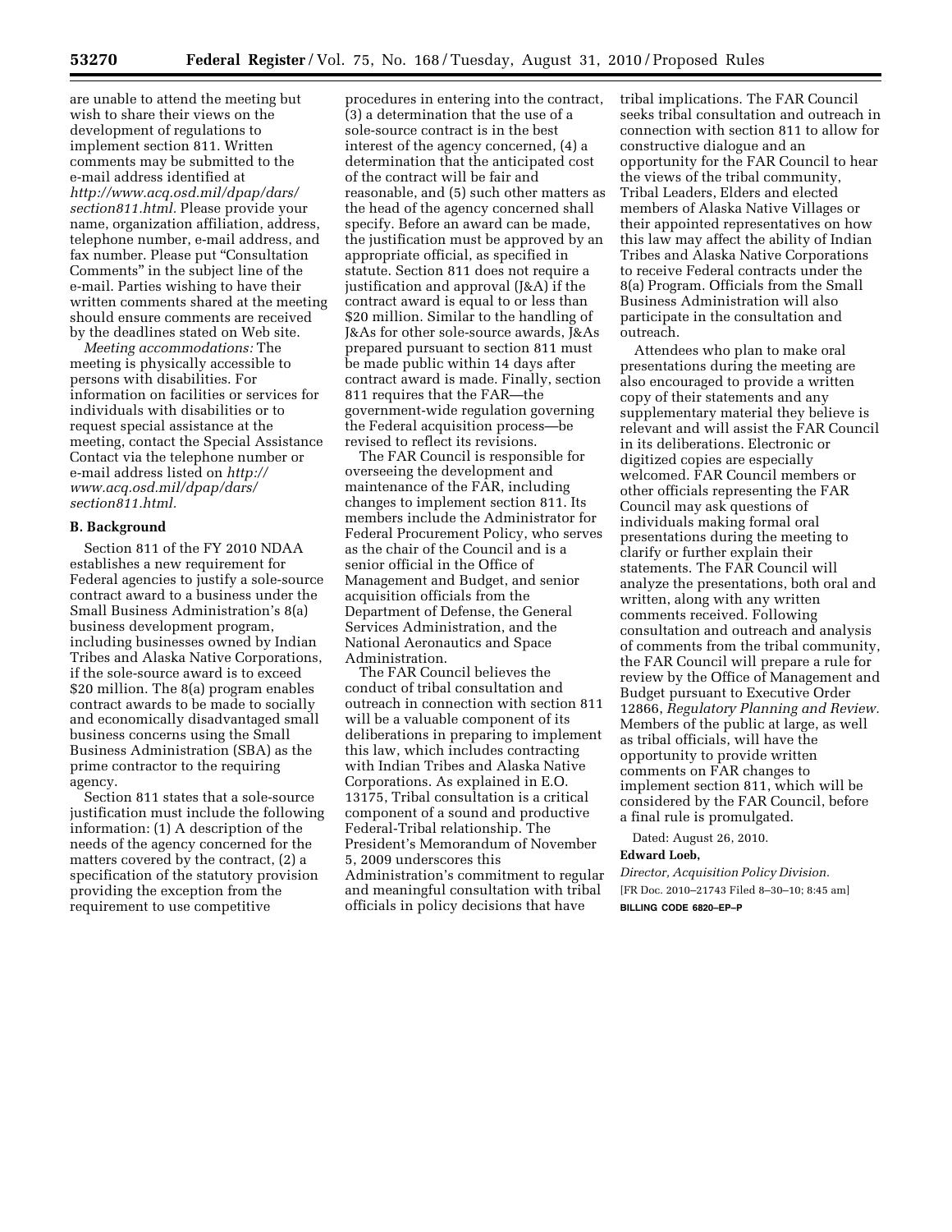are unable to attend the meeting but wish to share their views on the development of regulations to implement section 811. Written comments may be submitted to the e-mail address identified at *http://www.acq.osd.mil/dpap/dars/section811.html.* Please provide your name, organization affiliation, address, telephone number, e-mail address, and fax number. Please put "Consultation Comments" in the subject line of the e-mail. Parties wishing to have their written comments shared at the meeting should ensure comments are received by the deadlines stated on Web site.

*Meeting accommodations:* The meeting is physically accessible to persons with disabilities. For information on facilities or services for individuals with disabilities or to request special assistance at the meeting, contact the Special Assistance Contact via the telephone number or e-mail address listed on *http://www.acq.osd.mil/dpap/dars/section811.html.*

## B. Background

Section 811 of the FY 2010 NDAA establishes a new requirement for Federal agencies to justify a sole-source contract award to a business under the Small Business Administration's 8(a) business development program, including businesses owned by Indian Tribes and Alaska Native Corporations, if the sole-source award is to exceed $20 million. The 8(a) program enables contract awards to be made to socially and economically disadvantaged small business concerns using the Small Business Administration (SBA) as the prime contractor to the requiring agency.

Section 811 states that a sole-source justification must include the following information: (1) A description of the needs of the agency concerned for the matters covered by the contract, (2) a specification of the statutory provision providing the exception from the requirement to use competitive procedures in entering into the contract, (3) a determination that the use of a sole-source contract is in the best interest of the agency concerned, (4) a determination that the anticipated cost of the contract will be fair and reasonable, and (5) such other matters as the head of the agency concerned shall specify. Before an award can be made, the justification must be approved by an appropriate official, as specified in statute. Section 811 does not require a justification and approval (J&A) if the contract award is equal to or less than $20 million. Similar to the handling of J&As for other sole-source awards, J&As prepared pursuant to section 811 must be made public within 14 days after contract award is made. Finally, section 811 requires that the FAR—the government-wide regulation governing the Federal acquisition process—be revised to reflect its revisions.

The FAR Council is responsible for overseeing the development and maintenance of the FAR, including changes to implement section 811. Its members include the Administrator for Federal Procurement Policy, who serves as the chair of the Council and is a senior official in the Office of Management and Budget, and senior acquisition officials from the Department of Defense, the General Services Administration, and the National Aeronautics and Space Administration.

The FAR Council believes the conduct of tribal consultation and outreach in connection with section 811 will be a valuable component of its deliberations in preparing to implement this law, which includes contracting with Indian Tribes and Alaska Native Corporations. As explained in E.O. 13175, Tribal consultation is a critical component of a sound and productive Federal-Tribal relationship. The President's Memorandum of November 5, 2009 underscores this Administration's commitment to regular and meaningful consultation with tribal officials in policy decisions that have tribal implications. The FAR Council seeks tribal consultation and outreach in connection with section 811 to allow for constructive dialogue and an opportunity for the FAR Council to hear the views of the tribal community, Tribal Leaders, Elders and elected members of Alaska Native Villages or their appointed representatives on how this law may affect the ability of Indian Tribes and Alaska Native Corporations to receive Federal contracts under the 8(a) Program. Officials from the Small Business Administration will also participate in the consultation and outreach.

Attendees who plan to make oral presentations during the meeting are also encouraged to provide a written copy of their statements and any supplementary material they believe is relevant and will assist the FAR Council in its deliberations. Electronic or digitized copies are especially welcomed. FAR Council members or other officials representing the FAR Council may ask questions of individuals making formal oral presentations during the meeting to clarify or further explain their statements. The FAR Council will analyze the presentations, both oral and written, along with any written comments received. Following consultation and outreach and analysis of comments from the tribal community, the FAR Council will prepare a rule for review by the Office of Management and Budget pursuant to Executive Order 12866, *Regulatory Planning and Review.* Members of the public at large, as well as tribal officials, will have the opportunity to provide written comments on FAR changes to implement section 811, which will be considered by the FAR Council, before a final rule is promulgated.

Dated: August 26, 2010.

**Edward Loeb,**

*Director, Acquisition Policy Division.*

[FR Doc. 2010–21743 Filed 8–30–10; 8:45 am]

**BILLING CODE 6820–EP–P**